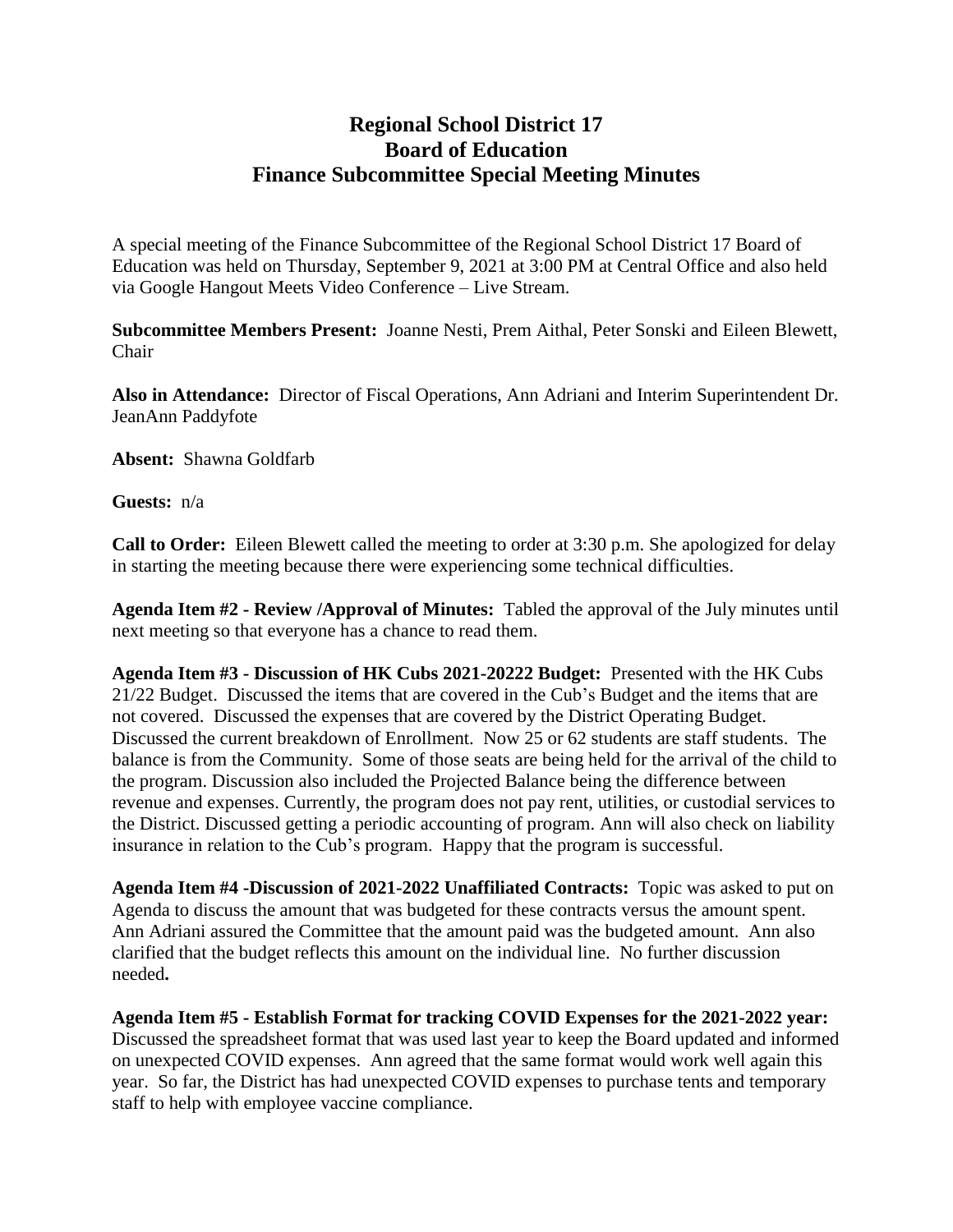# Regional School District 17
# Board of Education
# Finance Subcommittee Special Meeting Minutes

A special meeting of the Finance Subcommittee of the Regional School District 17 Board of Education was held on Thursday, September 9, 2021 at 3:00 PM at Central Office and also held via Google Hangout Meets Video Conference – Live Stream.

**Subcommittee Members Present:** Joanne Nesti, Prem Aithal, Peter Sonski and Eileen Blewett, Chair

**Also in Attendance:** Director of Fiscal Operations, Ann Adriani and Interim Superintendent Dr. JeanAnn Paddyfote

**Absent:** Shawna Goldfarb

**Guests:** n/a

**Call to Order:** Eileen Blewett called the meeting to order at 3:30 p.m. She apologized for delay in starting the meeting because there were experiencing some technical difficulties.

**Agenda Item #2 - Review /Approval of Minutes:** Tabled the approval of the July minutes until next meeting so that everyone has a chance to read them.

**Agenda Item #3 - Discussion of HK Cubs 2021-20222 Budget:** Presented with the HK Cubs 21/22 Budget. Discussed the items that are covered in the Cub's Budget and the items that are not covered. Discussed the expenses that are covered by the District Operating Budget. Discussed the current breakdown of Enrollment. Now 25 or 62 students are staff students. The balance is from the Community. Some of those seats are being held for the arrival of the child to the program. Discussion also included the Projected Balance being the difference between revenue and expenses. Currently, the program does not pay rent, utilities, or custodial services to the District. Discussed getting a periodic accounting of program. Ann will also check on liability insurance in relation to the Cub's program. Happy that the program is successful.

**Agenda Item #4 -Discussion of 2021-2022 Unaffiliated Contracts:** Topic was asked to put on Agenda to discuss the amount that was budgeted for these contracts versus the amount spent. Ann Adriani assured the Committee that the amount paid was the budgeted amount. Ann also clarified that the budget reflects this amount on the individual line. No further discussion needed**.**

**Agenda Item #5 - Establish Format for tracking COVID Expenses for the 2021-2022 year:** Discussed the spreadsheet format that was used last year to keep the Board updated and informed on unexpected COVID expenses. Ann agreed that the same format would work well again this year. So far, the District has had unexpected COVID expenses to purchase tents and temporary staff to help with employee vaccine compliance.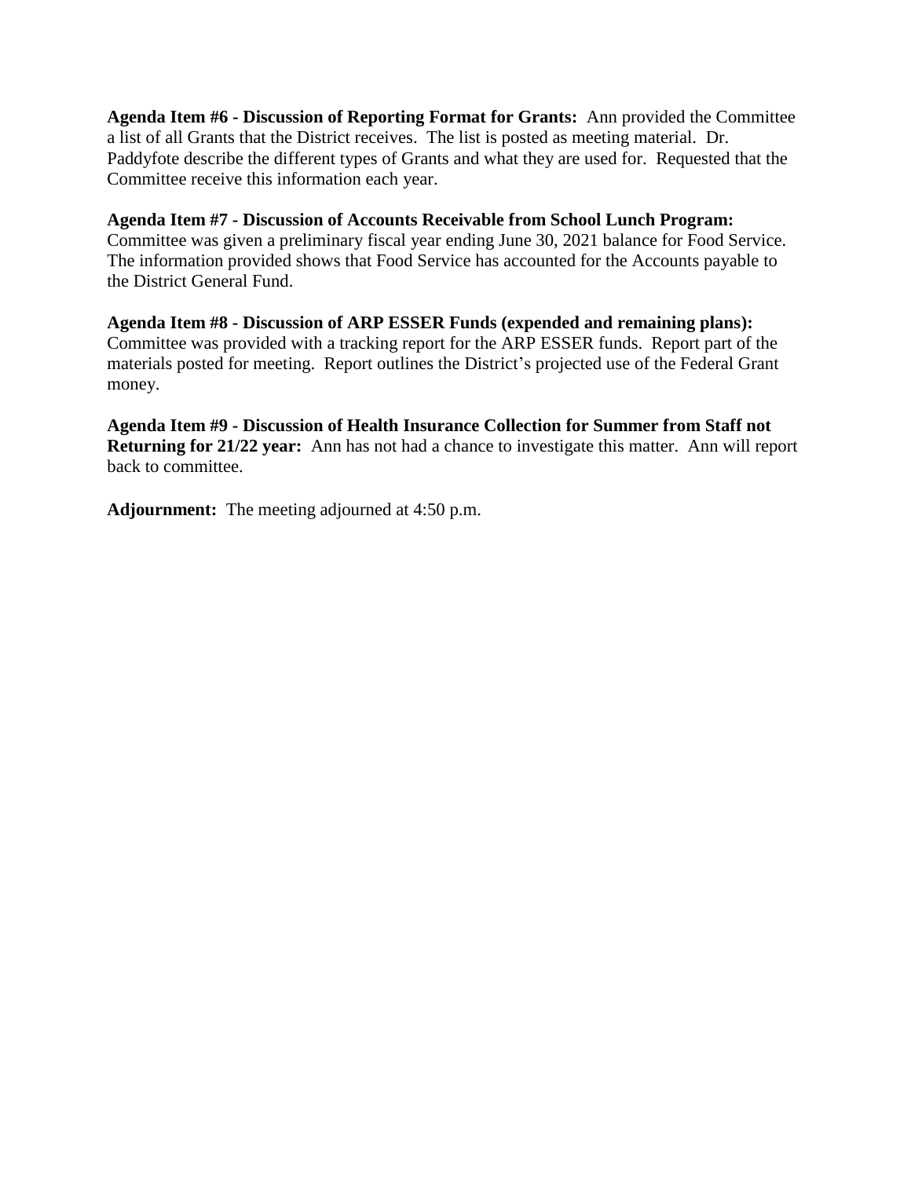**Agenda Item #6 - Discussion of Reporting Format for Grants:** Ann provided the Committee a list of all Grants that the District receives. The list is posted as meeting material. Dr. Paddyfote describe the different types of Grants and what they are used for. Requested that the Committee receive this information each year.

**Agenda Item #7 - Discussion of Accounts Receivable from School Lunch Program:** Committee was given a preliminary fiscal year ending June 30, 2021 balance for Food Service. The information provided shows that Food Service has accounted for the Accounts payable to the District General Fund.

**Agenda Item #8 - Discussion of ARP ESSER Funds (expended and remaining plans):** Committee was provided with a tracking report for the ARP ESSER funds. Report part of the materials posted for meeting. Report outlines the District's projected use of the Federal Grant money.

**Agenda Item #9 - Discussion of Health Insurance Collection for Summer from Staff not Returning for 21/22 year:** Ann has not had a chance to investigate this matter. Ann will report back to committee.

**Adjournment:** The meeting adjourned at 4:50 p.m.